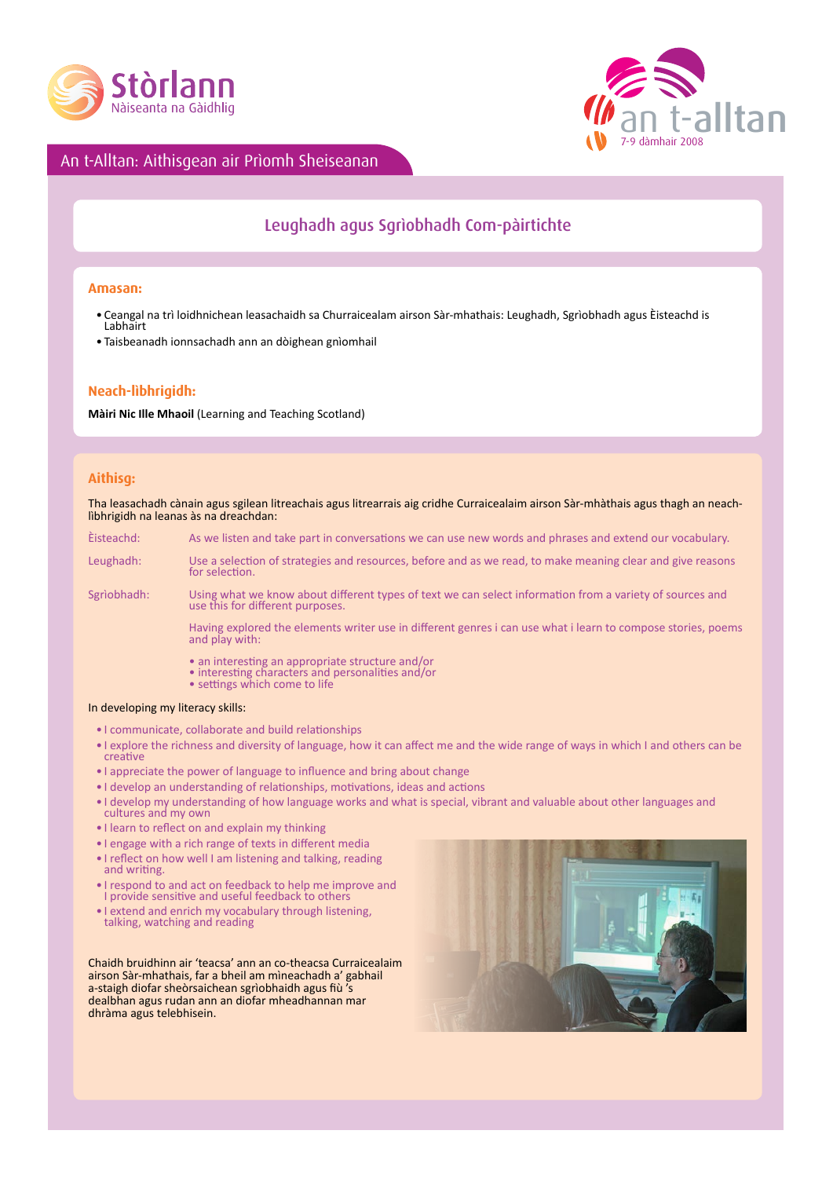Stòrlann Nàiseanta na Gàidhlig

an t-alltan 7-9 dàmhair 2008

## An t-Alltan: Aithisgean air Prìomh Sheiseanan

# Leughadh agus Sgrìobhadh Com-pàirtichte

### Amasan:

- Ceangal na trì loidhnichean leasachaidh sa Churraicealam airson Sàr-mhathais: Leughadh, Sgrìobhadh agus Èisteachd is Labhairt
- Taisbeanadh ionnsachadh ann an dòighean gnìomhail

### Neach-lìbhrigidh:

**Màiri Nic Ille Mhaoil** (Learning and Teaching Scotland)

### Aithisg:

Tha leasachadh cànain agus sgilean litreachais agus litrearrais aig cridhe Curraicealaim airson Sàr-mhàthais agus thagh an neach-lìbhrigidh na leanas às na dreachdan:

| | |
|---|---|
| Èisteachd: | As we listen and take part in conversations we can use new words and phrases and extend our vocabulary. |
| Leughadh: | Use a selection of strategies and resources, before and as we read, to make meaning clear and give reasons for selection. |
| Sgrìobhadh: | Using what we know about different types of text we can select information from a variety of sources and use this for different purposes. |
| | Having explored the elements writer use in different genres i can use what i learn to compose stories, poems and play with: |
| | • an interesting an appropriate structure and/or<br>• interesting characters and personalities and/or<br>• settings which come to life |

In developing my literacy skills:

- I communicate, collaborate and build relationships
- I explore the richness and diversity of language, how it can affect me and the wide range of ways in which I and others can be creative
- I appreciate the power of language to influence and bring about change
- I develop an understanding of relationships, motivations, ideas and actions
- I develop my understanding of how language works and what is special, vibrant and valuable about other languages and cultures and my own
- I learn to reflect on and explain my thinking
- I engage with a rich range of texts in different media
- I reflect on how well I am listening and talking, reading and writing.
- I respond to and act on feedback to help me improve and I provide sensitive and useful feedback to others
- I extend and enrich my vocabulary through listening, talking, watching and reading

Chaidh bruidhinn air 'teacsa' ann an co-theacsa Curraicealaim airson Sàr-mhathais, far a bheil am mìneachadh a' gabhail a-staigh diofar sheòrsaichean sgrìobhaidh agus fiù 's dealbhan agus rudan ann an diofar mheadhannan mar dhràma agus telebhisein.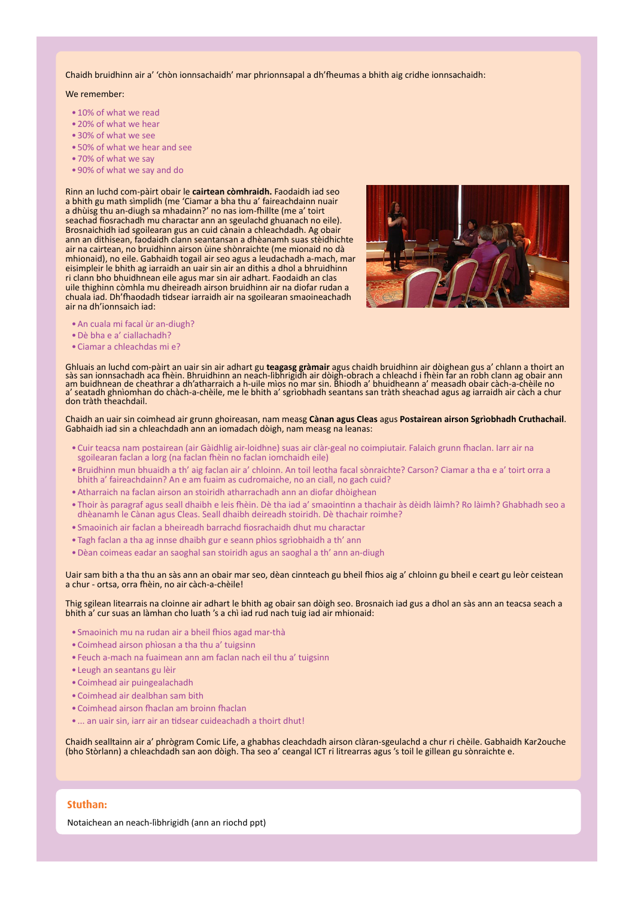Chaidh bruidhinn air a' 'chòn ionnsachaidh' mar phrionnsapal a dh'fheumas a bhith aig cridhe ionnsachaidh:

We remember:

- 10% of what we read
- 20% of what we hear
- 30% of what we see
- 50% of what we hear and see
- 70% of what we say
- 90% of what we say and do

Rinn an luchd com-pàirt obair le **cairtean còmhraidh.** Faodaidh iad seo a bhith gu math sìmplidh (me 'Ciamar a bha thu a' faireachdainn nuair a dhùisg thu an-diugh sa mhadainn?' no nas iom-fhillte (me a' toirt seachad fiosrachadh mu charactar ann an sgeulachd ghuanach no eile). Brosnaichidh iad sgoilearan gus an cuid cànain a chleachdadh. Ag obair ann an dithisean, faodaidh clann seantansan a dhèanamh suas stèidhichte air na cairtean, no bruidhinn airson ùine shònraichte (me mionaid no dà mhionaid), no eile. Gabhaidh togail air seo agus a leudachadh a-mach, mar eisimpleir le bhith ag iarraidh an uair sin air an dithis a dhol a bhruidhinn ri clann bho bhuidhnean eile agus mar sin air adhart. Faodaidh an clas uile thighinn còmhla mu dheireadh airson bruidhinn air na diofar rudan a chuala iad. Dh'fhaodadh tidsear iarraidh air na sgoilearan smaoineachadh air na dh'ionnsaich iad:

- An cuala mi facal ùr an-diugh?
- Dè bha e a' ciallachadh?
- Ciamar a chleachdas mi e?

Ghluais an luchd com-pàirt an uair sin air adhart gu **teagasg gràmair** agus chaidh bruidhinn air dòighean gus a' chlann a thoirt an sàs san ionnsachadh aca fhèin. Bhruidhinn an neach-lìbhrigidh air dòigh-obrach a chleachd i fhèin far an robh clann ag obair ann am buidhnean de cheathrar a dh'atharraich a h-uile mìos no mar sin. Bhiodh a' bhuidheann a' measadh obair càch-a-chèile no a' seatadh ghnìomhan do chàch-a-chèile, me le bhith a' sgrìobhadh seantans san tràth sheachad agus ag iarraidh air càch a chur don tràth theachdail.

Chaidh an uair sin coimhead air grunn ghoireasan, nam measg **Cànan agus Cleas** agus **Postairean airson Sgrìobhadh Cruthachail**. Gabhaidh iad sin a chleachdadh ann an iomadach dòigh, nam measg na leanas:

- Cuir teacsa nam postairean (air Gàidhlig air-loidhne) suas air clàr-geal no coimpiutair. Falaich grunn fhaclan. Iarr air na sgoilearan faclan a lorg (na faclan fhèin no faclan iomchaidh eile)
- Bruidhinn mun bhuaidh a th' aig faclan air a' chloinn. An toil leotha facal sònraichte? Carson? Ciamar a tha e a' toirt orra a bhith a' faireachdainn? An e am fuaim as cudromaiche, no an ciall, no gach cuid?
- Atharraich na faclan airson an stoiridh atharrachadh ann an diofar dhòighean
- Thoir às paragraf agus seall dhaibh e leis fhèin. Dè tha iad a' smaointinn a thachair às dèidh làimh? Ro làimh? Ghabhadh seo a dhèanamh le Cànan agus Cleas. Seall dhaibh deireadh stoiridh. Dè thachair roimhe?
- Smaoinich air faclan a bheireadh barrachd fiosrachaidh dhut mu charactar
- Tagh faclan a tha ag innse dhaibh gur e seann phìos sgrìobhaidh a th' ann
- Dèan coimeas eadar an saoghal san stoiridh agus an saoghal a th' ann an-diugh

Uair sam bith a tha thu an sàs ann an obair mar seo, dèan cinnteach gu bheil fhios aig a' chloinn gu bheil e ceart gu leòr ceistean a chur - ortsa, orra fhèin, no air càch-a-chèile!

Thig sgilean litearrais na cloinne air adhart le bhith ag obair san dòigh seo. Brosnaich iad gus a dhol an sàs ann an teacsa seach a bhith a' cur suas an làmhan cho luath 's a chì iad rud nach tuig iad air mhionaid:

- Smaoinich mu na rudan air a bheil fhios agad mar-thà
- Coimhead airson phìosan a tha thu a' tuigsinn
- Feuch a-mach na fuaimean ann am faclan nach eil thu a' tuigsinn
- Leugh an seantans gu lèir
- Coimhead air puingealachadh
- Coimhead air dealbhan sam bith
- Coimhead airson fhaclan am broinn fhaclan
- ... an uair sin, iarr air an tidsear cuideachadh a thoirt dhut!

Chaidh sealltainn air a' phrògram Comic Life, a ghabhas cleachdadh airson clàran-sgeulachd a chur ri chèile. Gabhaidh Kar2ouche (bho Stòrlann) a chleachdadh san aon dòigh. Tha seo a' ceangal ICT ri litrearras agus 's toil le gillean gu sònraichte e.

## Stuthan:

Notaichean an neach-lìbhrigidh (ann an riochd ppt)